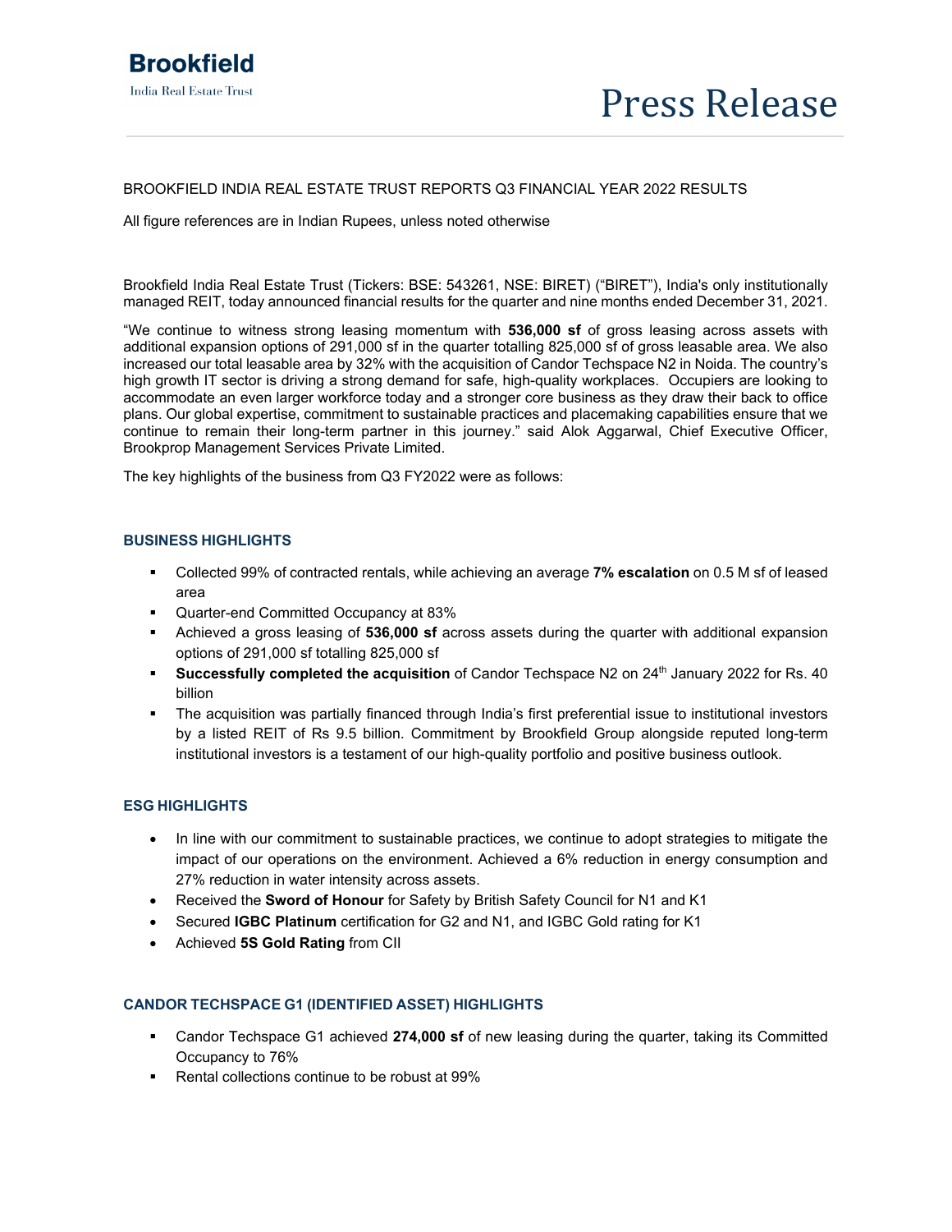Brookfield
India Real Estate Trust

# Press Release

BROOKFIELD INDIA REAL ESTATE TRUST REPORTS Q3 FINANCIAL YEAR 2022 RESULTS

All figure references are in Indian Rupees, unless noted otherwise

Brookfield India Real Estate Trust (Tickers: BSE: 543261, NSE: BIRET) ("BIRET"), India's only institutionally managed REIT, today announced financial results for the quarter and nine months ended December 31, 2021.

"We continue to witness strong leasing momentum with **536,000 sf** of gross leasing across assets with additional expansion options of 291,000 sf in the quarter totalling 825,000 sf of gross leasable area. We also increased our total leasable area by 32% with the acquisition of Candor Techspace N2 in Noida. The country's high growth IT sector is driving a strong demand for safe, high-quality workplaces. Occupiers are looking to accommodate an even larger workforce today and a stronger core business as they draw their back to office plans. Our global expertise, commitment to sustainable practices and placemaking capabilities ensure that we continue to remain their long-term partner in this journey." said Alok Aggarwal, Chief Executive Officer, Brookprop Management Services Private Limited.

The key highlights of the business from Q3 FY2022 were as follows:

### BUSINESS HIGHLIGHTS

- Collected 99% of contracted rentals, while achieving an average **7% escalation** on 0.5 M sf of leased area
- Quarter-end Committed Occupancy at 83%
- Achieved a gross leasing of **536,000 sf** across assets during the quarter with additional expansion options of 291,000 sf totalling 825,000 sf
- **Successfully completed the acquisition** of Candor Techspace N2 on 24th January 2022 for Rs. 40 billion
- The acquisition was partially financed through India's first preferential issue to institutional investors by a listed REIT of Rs 9.5 billion. Commitment by Brookfield Group alongside reputed long-term institutional investors is a testament of our high-quality portfolio and positive business outlook.

### ESG HIGHLIGHTS

- In line with our commitment to sustainable practices, we continue to adopt strategies to mitigate the impact of our operations on the environment. Achieved a 6% reduction in energy consumption and 27% reduction in water intensity across assets.
- Received the **Sword of Honour** for Safety by British Safety Council for N1 and K1
- Secured **IGBC Platinum** certification for G2 and N1, and IGBC Gold rating for K1
- Achieved **5S Gold Rating** from CII

### CANDOR TECHSPACE G1 (IDENTIFIED ASSET) HIGHLIGHTS

- Candor Techspace G1 achieved **274,000 sf** of new leasing during the quarter, taking its Committed Occupancy to 76%
- Rental collections continue to be robust at 99%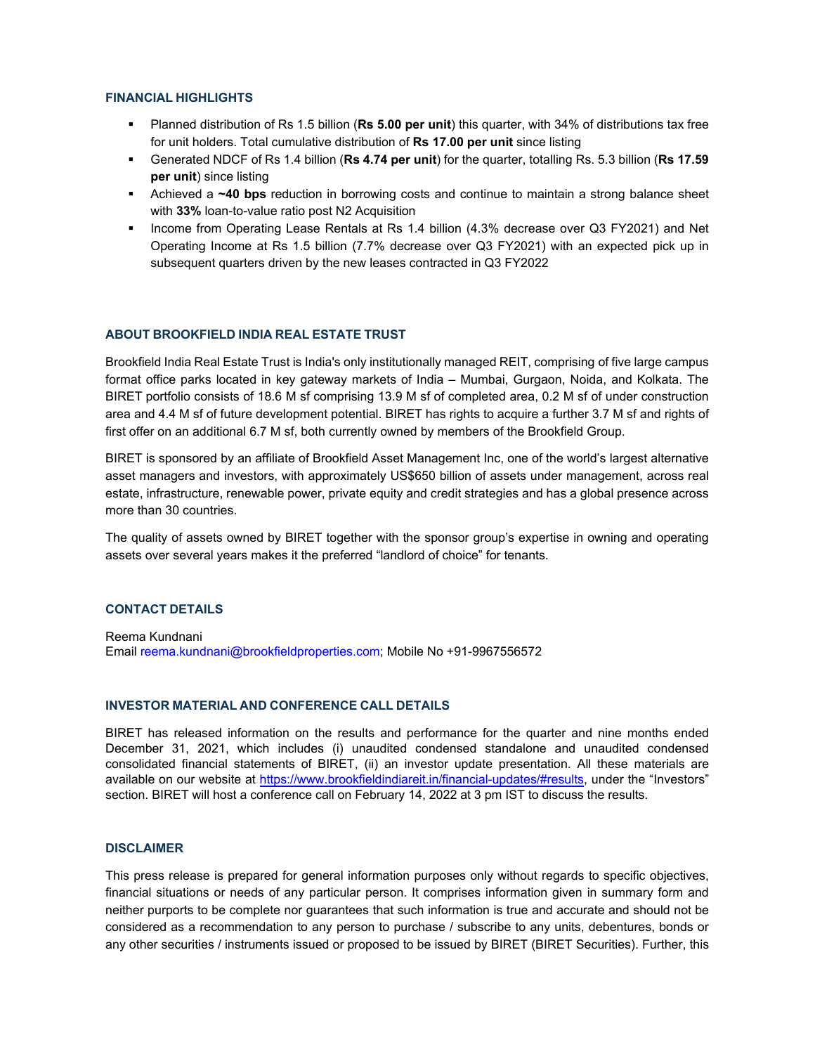## FINANCIAL HIGHLIGHTS

- Planned distribution of Rs 1.5 billion (**Rs 5.00 per unit**) this quarter, with 34% of distributions tax free for unit holders. Total cumulative distribution of **Rs 17.00 per unit** since listing
- Generated NDCF of Rs 1.4 billion (**Rs 4.74 per unit**) for the quarter, totalling Rs. 5.3 billion (**Rs 17.59 per unit**) since listing
- Achieved a **~40 bps** reduction in borrowing costs and continue to maintain a strong balance sheet with **33%** loan-to-value ratio post N2 Acquisition
- Income from Operating Lease Rentals at Rs 1.4 billion (4.3% decrease over Q3 FY2021) and Net Operating Income at Rs 1.5 billion (7.7% decrease over Q3 FY2021) with an expected pick up in subsequent quarters driven by the new leases contracted in Q3 FY2022

## ABOUT BROOKFIELD INDIA REAL ESTATE TRUST

Brookfield India Real Estate Trust is India's only institutionally managed REIT, comprising of five large campus format office parks located in key gateway markets of India – Mumbai, Gurgaon, Noida, and Kolkata. The BIRET portfolio consists of 18.6 M sf comprising 13.9 M sf of completed area, 0.2 M sf of under construction area and 4.4 M sf of future development potential. BIRET has rights to acquire a further 3.7 M sf and rights of first offer on an additional 6.7 M sf, both currently owned by members of the Brookfield Group.

BIRET is sponsored by an affiliate of Brookfield Asset Management Inc, one of the world's largest alternative asset managers and investors, with approximately US$650 billion of assets under management, across real estate, infrastructure, renewable power, private equity and credit strategies and has a global presence across more than 30 countries.

The quality of assets owned by BIRET together with the sponsor group's expertise in owning and operating assets over several years makes it the preferred "landlord of choice" for tenants.

## CONTACT DETAILS

Reema Kundnani
Email reema.kundnani@brookfieldproperties.com; Mobile No +91-9967556572

## INVESTOR MATERIAL AND CONFERENCE CALL DETAILS

BIRET has released information on the results and performance for the quarter and nine months ended December 31, 2021, which includes (i) unaudited condensed standalone and unaudited condensed consolidated financial statements of BIRET, (ii) an investor update presentation. All these materials are available on our website at https://www.brookfieldindiareit.in/financial-updates/#results, under the "Investors" section. BIRET will host a conference call on February 14, 2022 at 3 pm IST to discuss the results.

## DISCLAIMER

This press release is prepared for general information purposes only without regards to specific objectives, financial situations or needs of any particular person. It comprises information given in summary form and neither purports to be complete nor guarantees that such information is true and accurate and should not be considered as a recommendation to any person to purchase / subscribe to any units, debentures, bonds or any other securities / instruments issued or proposed to be issued by BIRET (BIRET Securities). Further, this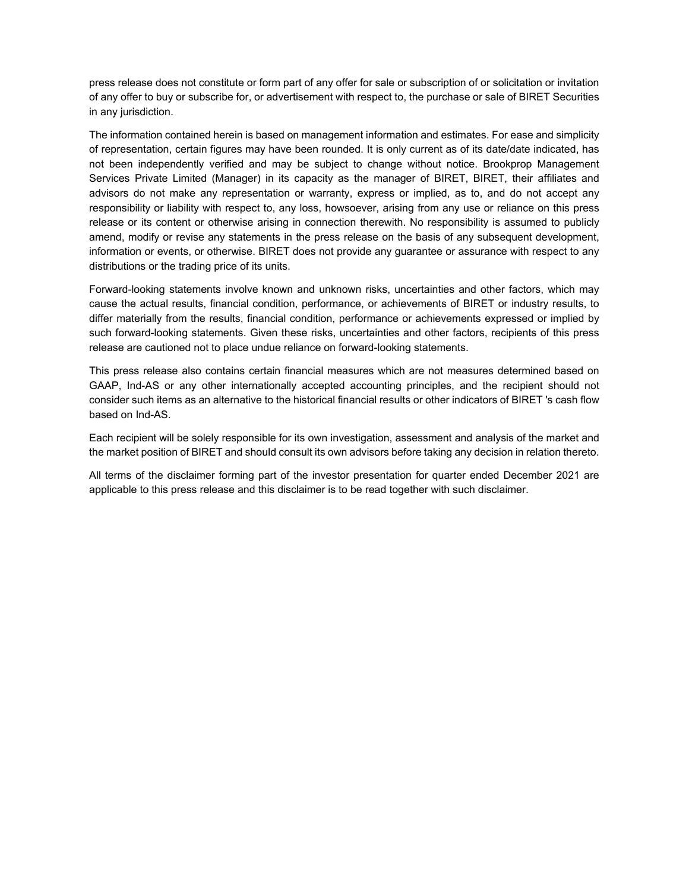press release does not constitute or form part of any offer for sale or subscription of or solicitation or invitation of any offer to buy or subscribe for, or advertisement with respect to, the purchase or sale of BIRET Securities in any jurisdiction.

The information contained herein is based on management information and estimates. For ease and simplicity of representation, certain figures may have been rounded. It is only current as of its date/date indicated, has not been independently verified and may be subject to change without notice. Brookprop Management Services Private Limited (Manager) in its capacity as the manager of BIRET, BIRET, their affiliates and advisors do not make any representation or warranty, express or implied, as to, and do not accept any responsibility or liability with respect to, any loss, howsoever, arising from any use or reliance on this press release or its content or otherwise arising in connection therewith. No responsibility is assumed to publicly amend, modify or revise any statements in the press release on the basis of any subsequent development, information or events, or otherwise. BIRET does not provide any guarantee or assurance with respect to any distributions or the trading price of its units.

Forward-looking statements involve known and unknown risks, uncertainties and other factors, which may cause the actual results, financial condition, performance, or achievements of BIRET or industry results, to differ materially from the results, financial condition, performance or achievements expressed or implied by such forward-looking statements. Given these risks, uncertainties and other factors, recipients of this press release are cautioned not to place undue reliance on forward-looking statements.

This press release also contains certain financial measures which are not measures determined based on GAAP, Ind-AS or any other internationally accepted accounting principles, and the recipient should not consider such items as an alternative to the historical financial results or other indicators of BIRET 's cash flow based on Ind-AS.

Each recipient will be solely responsible for its own investigation, assessment and analysis of the market and the market position of BIRET and should consult its own advisors before taking any decision in relation thereto.

All terms of the disclaimer forming part of the investor presentation for quarter ended December 2021 are applicable to this press release and this disclaimer is to be read together with such disclaimer.